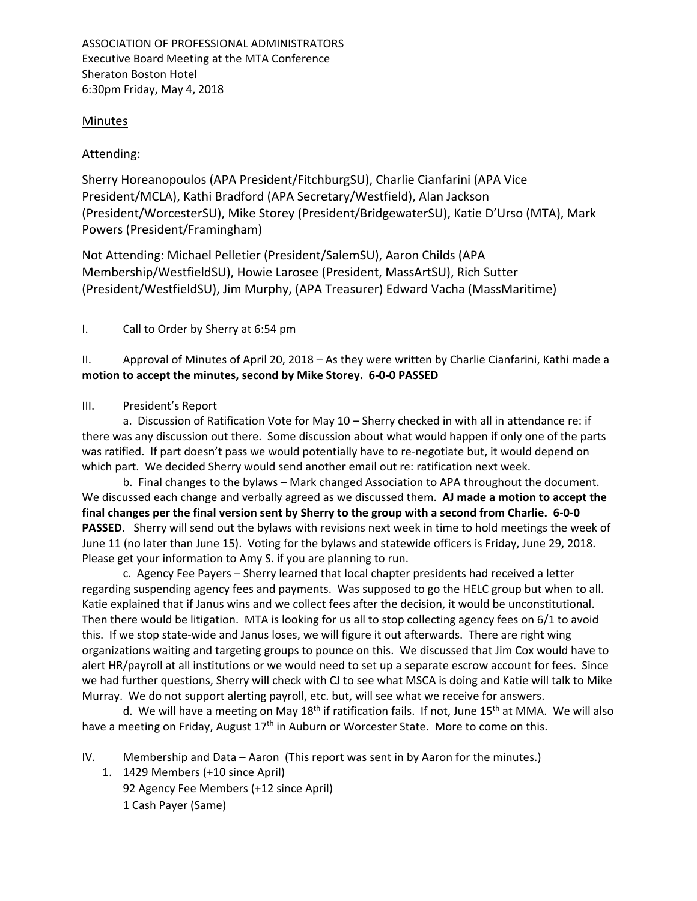ASSOCIATION OF PROFESSIONAL ADMINISTRATORS
Executive Board Meeting at the MTA Conference
Sheraton Boston Hotel
6:30pm Friday, May 4, 2018

## Minutes

Attending:

Sherry Horeanopoulos (APA President/FitchburgSU), Charlie Cianfarini (APA Vice President/MCLA), Kathi Bradford (APA Secretary/Westfield), Alan Jackson (President/WorcesterSU), Mike Storey (President/BridgewaterSU), Katie D'Urso (MTA), Mark Powers (President/Framingham)

Not Attending: Michael Pelletier (President/SalemSU), Aaron Childs (APA Membership/WestfieldSU), Howie Larosee (President, MassArtSU), Rich Sutter (President/WestfieldSU), Jim Murphy, (APA Treasurer) Edward Vacha (MassMaritime)

I. Call to Order by Sherry at 6:54 pm

II. Approval of Minutes of April 20, 2018 – As they were written by Charlie Cianfarini, Kathi made a **motion to accept the minutes, second by Mike Storey. 6-0-0 PASSED**

III. President's Report

a. Discussion of Ratification Vote for May 10 – Sherry checked in with all in attendance re: if there was any discussion out there. Some discussion about what would happen if only one of the parts was ratified. If part doesn't pass we would potentially have to re-negotiate but, it would depend on which part. We decided Sherry would send another email out re: ratification next week.

b. Final changes to the bylaws – Mark changed Association to APA throughout the document. We discussed each change and verbally agreed as we discussed them. **AJ made a motion to accept the final changes per the final version sent by Sherry to the group with a second from Charlie. 6-0-0 PASSED.** Sherry will send out the bylaws with revisions next week in time to hold meetings the week of June 11 (no later than June 15). Voting for the bylaws and statewide officers is Friday, June 29, 2018. Please get your information to Amy S. if you are planning to run.

c. Agency Fee Payers – Sherry learned that local chapter presidents had received a letter regarding suspending agency fees and payments. Was supposed to go the HELC group but when to all. Katie explained that if Janus wins and we collect fees after the decision, it would be unconstitutional. Then there would be litigation. MTA is looking for us all to stop collecting agency fees on 6/1 to avoid this. If we stop state-wide and Janus loses, we will figure it out afterwards. There are right wing organizations waiting and targeting groups to pounce on this. We discussed that Jim Cox would have to alert HR/payroll at all institutions or we would need to set up a separate escrow account for fees. Since we had further questions, Sherry will check with CJ to see what MSCA is doing and Katie will talk to Mike Murray. We do not support alerting payroll, etc. but, will see what we receive for answers.

d. We will have a meeting on May 18th if ratification fails. If not, June 15th at MMA. We will also have a meeting on Friday, August 17th in Auburn or Worcester State. More to come on this.

IV. Membership and Data – Aaron (This report was sent in by Aaron for the minutes.)

1. 1429 Members (+10 since April)
   92 Agency Fee Members (+12 since April)
   1 Cash Payer (Same)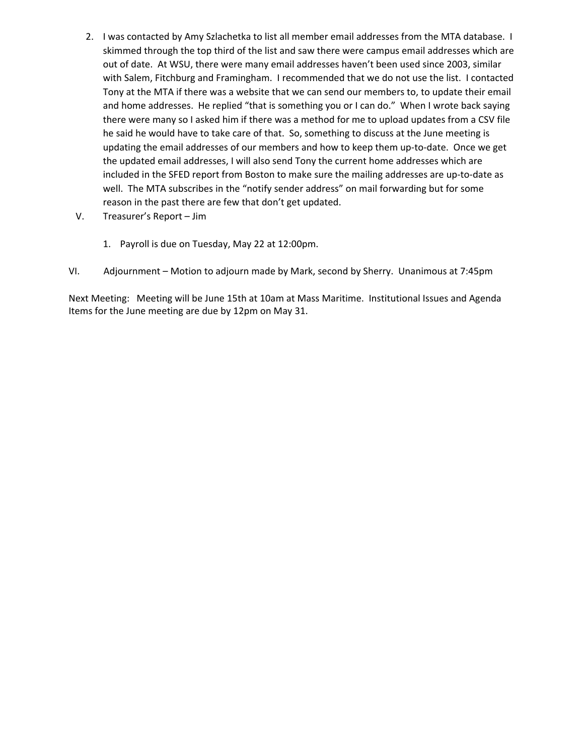2. I was contacted by Amy Szlachetka to list all member email addresses from the MTA database. I skimmed through the top third of the list and saw there were campus email addresses which are out of date. At WSU, there were many email addresses haven't been used since 2003, similar with Salem, Fitchburg and Framingham. I recommended that we do not use the list. I contacted Tony at the MTA if there was a website that we can send our members to, to update their email and home addresses. He replied "that is something you or I can do." When I wrote back saying there were many so I asked him if there was a method for me to upload updates from a CSV file he said he would have to take care of that. So, something to discuss at the June meeting is updating the email addresses of our members and how to keep them up-to-date. Once we get the updated email addresses, I will also send Tony the current home addresses which are included in the SFED report from Boston to make sure the mailing addresses are up-to-date as well. The MTA subscribes in the "notify sender address" on mail forwarding but for some reason in the past there are few that don't get updated.

V. Treasurer's Report – Jim

1. Payroll is due on Tuesday, May 22 at 12:00pm.

VI. Adjournment – Motion to adjourn made by Mark, second by Sherry. Unanimous at 7:45pm

Next Meeting: Meeting will be June 15th at 10am at Mass Maritime. Institutional Issues and Agenda Items for the June meeting are due by 12pm on May 31.